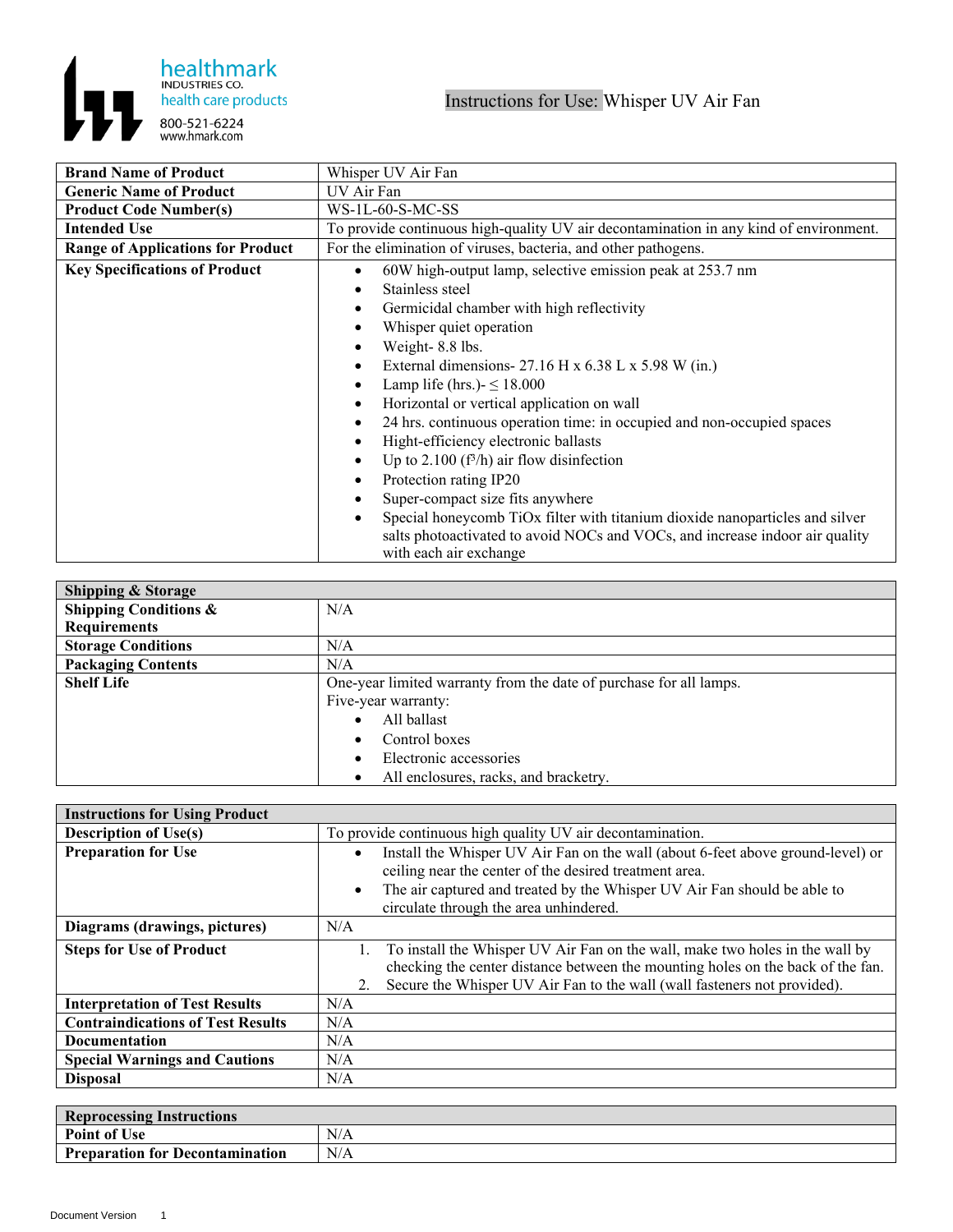healthmark
INDUSTRIES CO.
health care products
800-521-6224
www.hmark.com

# Instructions for Use: Whisper UV Air Fan

| | |
|---|---|
| **Brand Name of Product** | Whisper UV Air Fan |
| **Generic Name of Product** | UV Air Fan |
| **Product Code Number(s)** | WS-1L-60-S-MC-SS |
| **Intended Use** | To provide continuous high-quality UV air decontamination in any kind of environment. |
| **Range of Applications for Product** | For the elimination of viruses, bacteria, and other pathogens. |
| **Key Specifications of Product** | • 60W high-output lamp, selective emission peak at 253.7 nm<br>• Stainless steel<br>• Germicidal chamber with high reflectivity<br>• Whisper quiet operation<br>• Weight- 8.8 lbs.<br>• External dimensions- 27.16 H x 6.38 L x 5.98 W (in.)<br>• Lamp life (hrs.)- ≤ 18.000<br>• Horizontal or vertical application on wall<br>• 24 hrs. continuous operation time: in occupied and non-occupied spaces<br>• Hight-efficiency electronic ballasts<br>• Up to 2.100 ($f^3$/h) air flow disinfection<br>• Protection rating IP20<br>• Super-compact size fits anywhere<br>• Special honeycomb TiOx filter with titanium dioxide nanoparticles and silver salts photoactivated to avoid NOCs and VOCs, and increase indoor air quality with each air exchange |

| **Shipping & Storage** | |
|---|---|
| **Shipping Conditions & Requirements** | N/A |
| **Storage Conditions** | N/A |
| **Packaging Contents** | N/A |
| **Shelf Life** | One-year limited warranty from the date of purchase for all lamps.<br>Five-year warranty:<br>• All ballast<br>• Control boxes<br>• Electronic accessories<br>• All enclosures, racks, and bracketry. |

| **Instructions for Using Product** | |
|---|---|
| **Description of Use(s)** | To provide continuous high quality UV air decontamination. |
| **Preparation for Use** | • Install the Whisper UV Air Fan on the wall (about 6-feet above ground-level) or ceiling near the center of the desired treatment area.<br>• The air captured and treated by the Whisper UV Air Fan should be able to circulate through the area unhindered. |
| **Diagrams (drawings, pictures)** | N/A |
| **Steps for Use of Product** | 1. To install the Whisper UV Air Fan on the wall, make two holes in the wall by checking the center distance between the mounting holes on the back of the fan.<br>2. Secure the Whisper UV Air Fan to the wall (wall fasteners not provided). |
| **Interpretation of Test Results** | N/A |
| **Contraindications of Test Results** | N/A |
| **Documentation** | N/A |
| **Special Warnings and Cautions** | N/A |
| **Disposal** | N/A |

| **Reprocessing Instructions** | |
|---|---|
| **Point of Use** | N/A |
| **Preparation for Decontamination** | N/A |

Document Version 1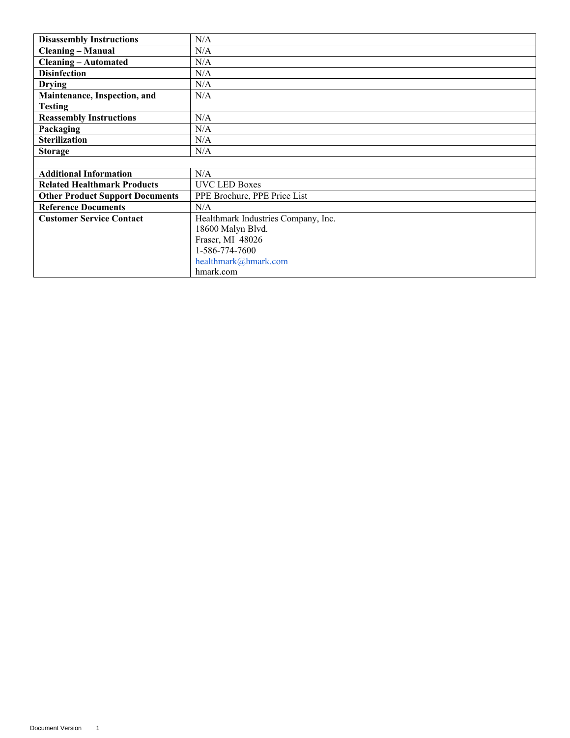| | |
|---|---|
| **Disassembly Instructions** | N/A |
| **Cleaning – Manual** | N/A |
| **Cleaning – Automated** | N/A |
| **Disinfection** | N/A |
| **Drying** | N/A |
| **Maintenance, Inspection, and Testing** | N/A |
| **Reassembly Instructions** | N/A |
| **Packaging** | N/A |
| **Sterilization** | N/A |
| **Storage** | N/A |
| | |
| **Additional Information** | N/A |
| **Related Healthmark Products** | UVC LED Boxes |
| **Other Product Support Documents** | PPE Brochure, PPE Price List |
| **Reference Documents** | N/A |
| **Customer Service Contact** | Healthmark Industries Company, Inc.<br>18600 Malyn Blvd.<br>Fraser, MI 48026<br>1-586-774-7600<br>healthmark@hmark.com<br>hmark.com |

Document Version 1